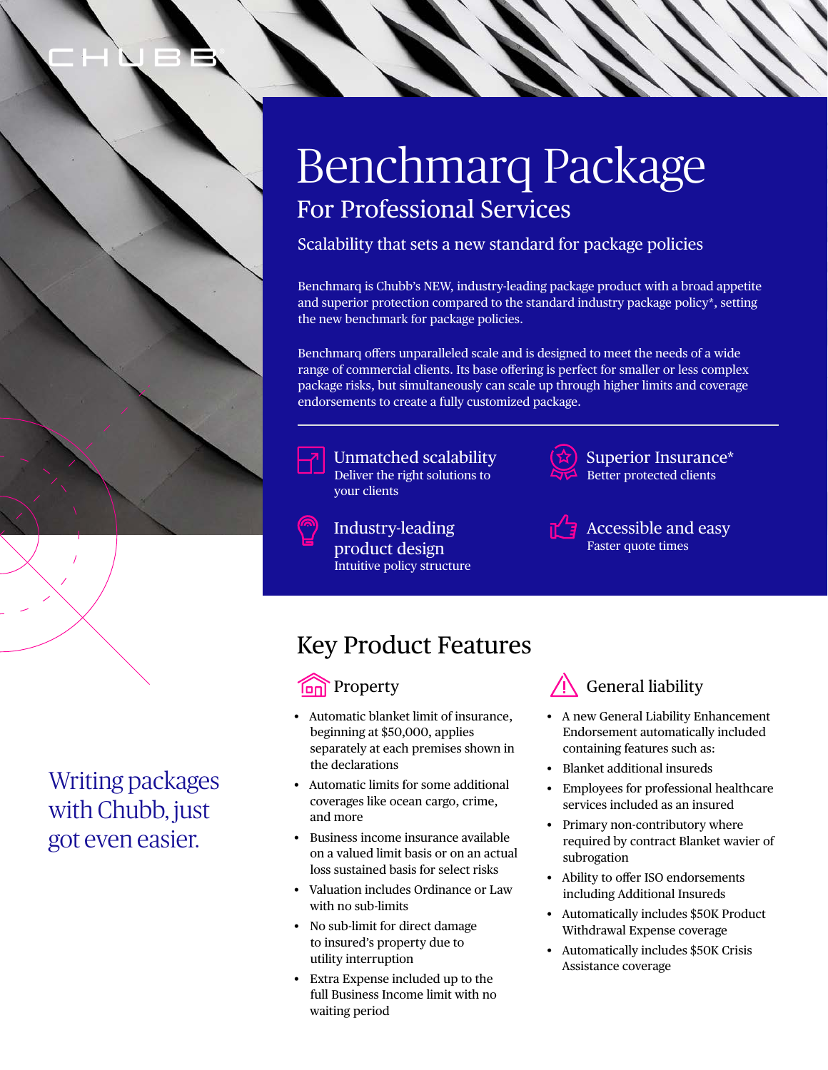CHUBB

# Benchmarq Package

## For Professional Services

Scalability that sets a new standard for package policies

Benchmarq is Chubb's NEW, industry-leading package product with a broad appetite and superior protection compared to the standard industry package policy*, setting the new benchmark for package policies.

Benchmarq offers unparalleled scale and is designed to meet the needs of a wide range of commercial clients. Its base offering is perfect for smaller or less complex package risks, but simultaneously can scale up through higher limits and coverage endorsements to create a fully customized package.

**Unmatched scalability**
Deliver the right solutions to your clients

**Superior Insurance***
Better protected clients

**Industry-leading product design**
Intuitive policy structure

**Accessible and easy**
Faster quote times

Writing packages with Chubb, just got even easier.

## Key Product Features

### Property

- Automatic blanket limit of insurance, beginning at $50,000, applies separately at each premises shown in the declarations
- Automatic limits for some additional coverages like ocean cargo, crime, and more
- Business income insurance available on a valued limit basis or on an actual loss sustained basis for select risks
- Valuation includes Ordinance or Law with no sub-limits
- No sub-limit for direct damage to insured's property due to utility interruption
- Extra Expense included up to the full Business Income limit with no waiting period

### General liability

- A new General Liability Enhancement Endorsement automatically included containing features such as:
- Blanket additional insureds
- Employees for professional healthcare services included as an insured
- Primary non-contributory where required by contract Blanket wavier of subrogation
- Ability to offer ISO endorsements including Additional Insureds
- Automatically includes $50K Product Withdrawal Expense coverage
- Automatically includes $50K Crisis Assistance coverage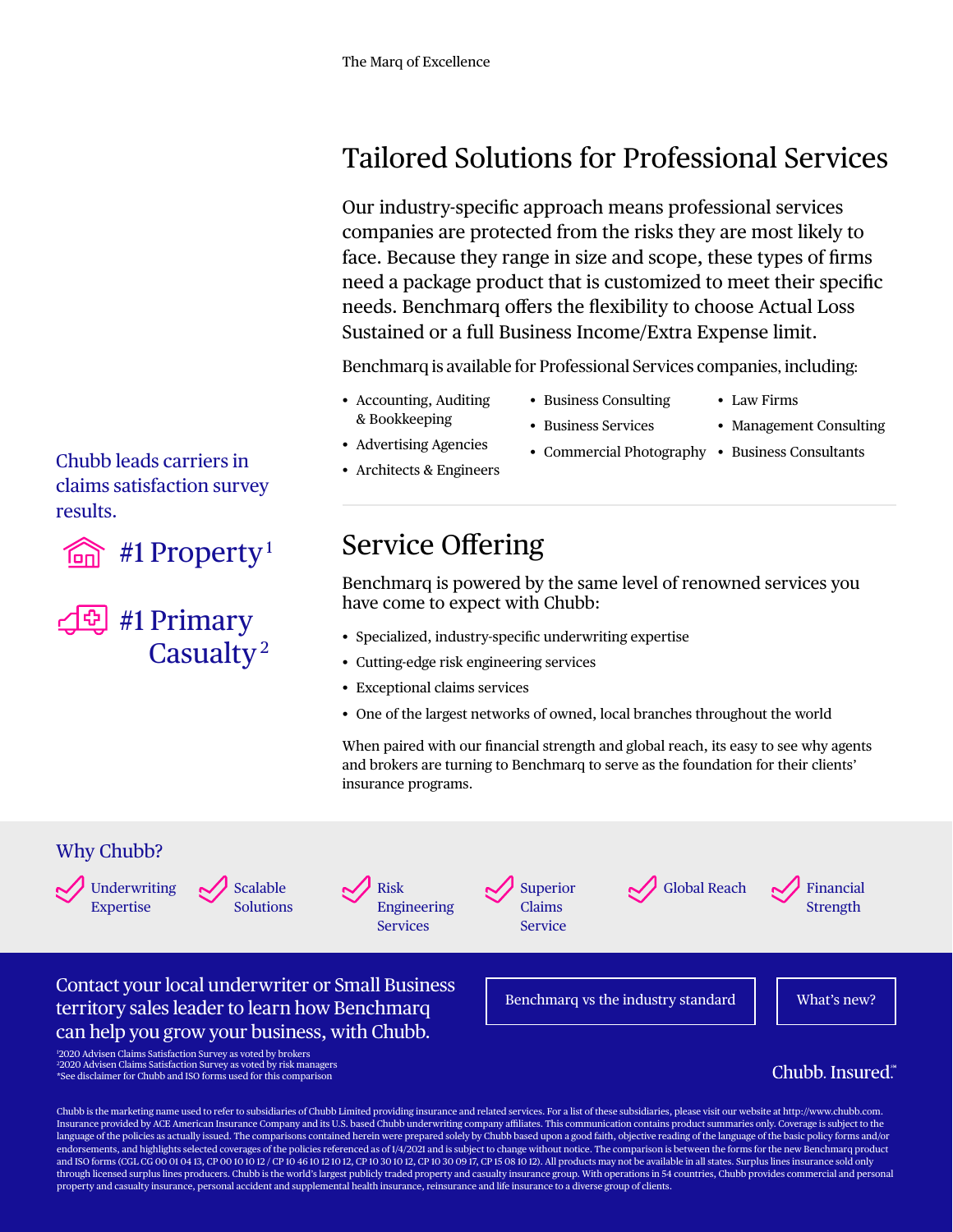# Tailored Solutions for Professional Services

Our industry-specific approach means professional services companies are protected from the risks they are most likely to face. Because they range in size and scope, these types of firms need a package product that is customized to meet their specific needs. Benchmarq offers the flexibility to choose Actual Loss Sustained or a full Business Income/Extra Expense limit.

Benchmarq is available for Professional Services companies, including:

- Accounting, Auditing & Bookkeeping
- Advertising Agencies
- Architects & Engineers
- Business Consulting
- Business Services
- Commercial Photography
- Law Firms
- Management Consulting
- Business Consultants

Chubb leads carriers in claims satisfaction survey results.

#1 Property[1]

#1 Primary Casualty[2]

## Service Offering

Benchmarq is powered by the same level of renowned services you have come to expect with Chubb:

- Specialized, industry-specific underwriting expertise
- Cutting-edge risk engineering services
- Exceptional claims services
- One of the largest networks of owned, local branches throughout the world

When paired with our financial strength and global reach, its easy to see why agents and brokers are turning to Benchmarq to serve as the foundation for their clients' insurance programs.

## Why Chubb?

- Underwriting Expertise
- Scalable Solutions
- Risk Engineering Services
- Superior Claims Service
- Global Reach
- Financial Strength

Contact your local underwriter or Small Business territory sales leader to learn how Benchmarq can help you grow your business, with Chubb.

Benchmarq vs the industry standard

What's new?

[1]2020 Advisen Claims Satisfaction Survey as voted by brokers
[2]2020 Advisen Claims Satisfaction Survey as voted by risk managers
*See disclaimer for Chubb and ISO forms used for this comparison

Chubb. Insured.℠

Chubb is the marketing name used to refer to subsidiaries of Chubb Limited providing insurance and related services. For a list of these subsidiaries, please visit our website at http://www.chubb.com. Insurance provided by ACE American Insurance Company and its U.S. based Chubb underwriting company affiliates. This communication contains product summaries only. Coverage is subject to the language of the policies as actually issued. The comparisons contained herein were prepared solely by Chubb based upon a good faith, objective reading of the language of the basic policy forms and/or endorsements, and highlights selected coverages of the policies referenced as of 1/4/2021 and is subject to change without notice. The comparison is between the forms for the new Benchmarq product and ISO forms (CGL CG 00 01 04 13, CP 00 10 10 12 / CP 10 46 10 12 10 12, CP 10 30 10 12, CP 10 30 09 17, CP 15 08 10 12). All products may not be available in all states. Surplus lines insurance sold only through licensed surplus lines producers. Chubb is the world's largest publicly traded property and casualty insurance group. With operations in 54 countries, Chubb provides commercial and personal property and casualty insurance, personal accident and supplemental health insurance, reinsurance and life insurance to a diverse group of clients.